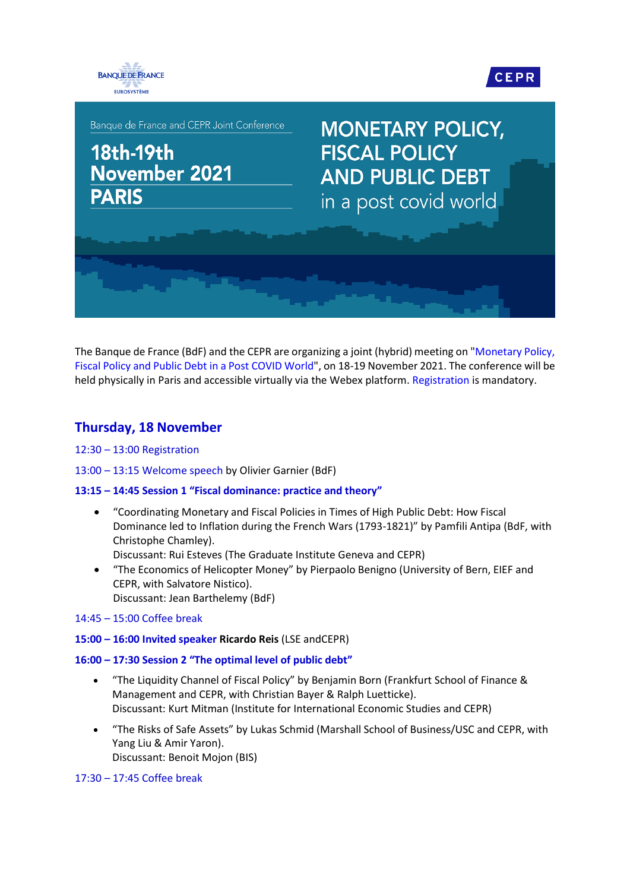BANQUE DE FRANCE
EUROSYSTÈME

CEPR

Banque de France and CEPR Joint Conference

**18th-19th November 2021**
**PARIS**

# MONETARY POLICY, FISCAL POLICY AND PUBLIC DEBT in a post covid world

The Banque de France (BdF) and the CEPR are organizing a joint (hybrid) meeting on "Monetary Policy, Fiscal Policy and Public Debt in a Post COVID World", on 18-19 November 2021. The conference will be held physically in Paris and accessible virtually via the Webex platform. Registration is mandatory.

## Thursday, 18 November

12:30 – 13:00 Registration

13:00 – 13:15 Welcome speech by Olivier Garnier (BdF)

**13:15 – 14:45 Session 1 "Fiscal dominance: practice and theory"**

- "Coordinating Monetary and Fiscal Policies in Times of High Public Debt: How Fiscal Dominance led to Inflation during the French Wars (1793-1821)" by Pamfili Antipa (BdF, with Christophe Chamley).
  Discussant: Rui Esteves (The Graduate Institute Geneva and CEPR)
- "The Economics of Helicopter Money" by Pierpaolo Benigno (University of Bern, EIEF and CEPR, with Salvatore Nistico).
  Discussant: Jean Barthelemy (BdF)

14:45 – 15:00 Coffee break

**15:00 – 16:00 Invited speaker Ricardo Reis** (LSE andCEPR)

**16:00 – 17:30 Session 2 "The optimal level of public debt"**

- "The Liquidity Channel of Fiscal Policy" by Benjamin Born (Frankfurt School of Finance & Management and CEPR, with Christian Bayer & Ralph Luetticke).
  Discussant: Kurt Mitman (Institute for International Economic Studies and CEPR)
- "The Risks of Safe Assets" by Lukas Schmid (Marshall School of Business/USC and CEPR, with Yang Liu & Amir Yaron).
  Discussant: Benoit Mojon (BIS)

17:30 – 17:45 Coffee break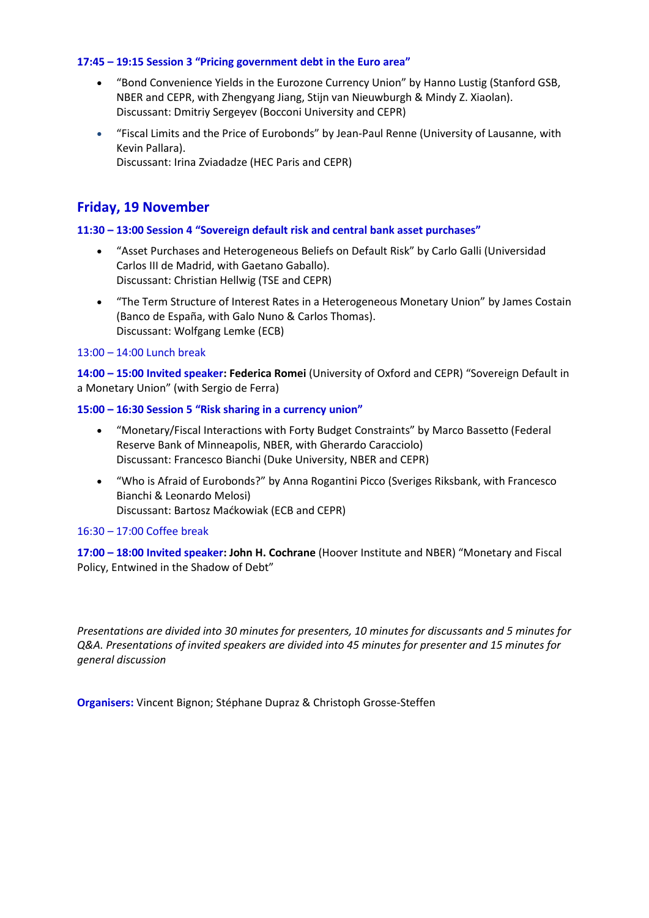**17:45 – 19:15 Session 3 "Pricing government debt in the Euro area"**

- "Bond Convenience Yields in the Eurozone Currency Union" by Hanno Lustig (Stanford GSB, NBER and CEPR, with Zhengyang Jiang, Stijn van Nieuwburgh & Mindy Z. Xiaolan).
  Discussant: Dmitriy Sergeyev (Bocconi University and CEPR)
- "Fiscal Limits and the Price of Eurobonds" by Jean-Paul Renne (University of Lausanne, with Kevin Pallara).
  Discussant: Irina Zviadadze (HEC Paris and CEPR)

## Friday, 19 November

**11:30 – 13:00 Session 4 "Sovereign default risk and central bank asset purchases"**

- "Asset Purchases and Heterogeneous Beliefs on Default Risk" by Carlo Galli (Universidad Carlos III de Madrid, with Gaetano Gaballo).
  Discussant: Christian Hellwig (TSE and CEPR)
- "The Term Structure of Interest Rates in a Heterogeneous Monetary Union" by James Costain (Banco de España, with Galo Nuno & Carlos Thomas).
  Discussant: Wolfgang Lemke (ECB)

13:00 – 14:00 Lunch break

**14:00 – 15:00 Invited speaker: Federica Romei** (University of Oxford and CEPR) "Sovereign Default in a Monetary Union" (with Sergio de Ferra)

**15:00 – 16:30 Session 5 "Risk sharing in a currency union"**

- "Monetary/Fiscal Interactions with Forty Budget Constraints" by Marco Bassetto (Federal Reserve Bank of Minneapolis, NBER, with Gherardo Caracciolo)
  Discussant: Francesco Bianchi (Duke University, NBER and CEPR)
- "Who is Afraid of Eurobonds?" by Anna Rogantini Picco (Sveriges Riksbank, with Francesco Bianchi & Leonardo Melosi)
  Discussant: Bartosz Maćkowiak (ECB and CEPR)

16:30 – 17:00 Coffee break

**17:00 – 18:00 Invited speaker: John H. Cochrane** (Hoover Institute and NBER) "Monetary and Fiscal Policy, Entwined in the Shadow of Debt"

*Presentations are divided into 30 minutes for presenters, 10 minutes for discussants and 5 minutes for Q&A. Presentations of invited speakers are divided into 45 minutes for presenter and 15 minutes for general discussion*

**Organisers:** Vincent Bignon; Stéphane Dupraz & Christoph Grosse-Steffen